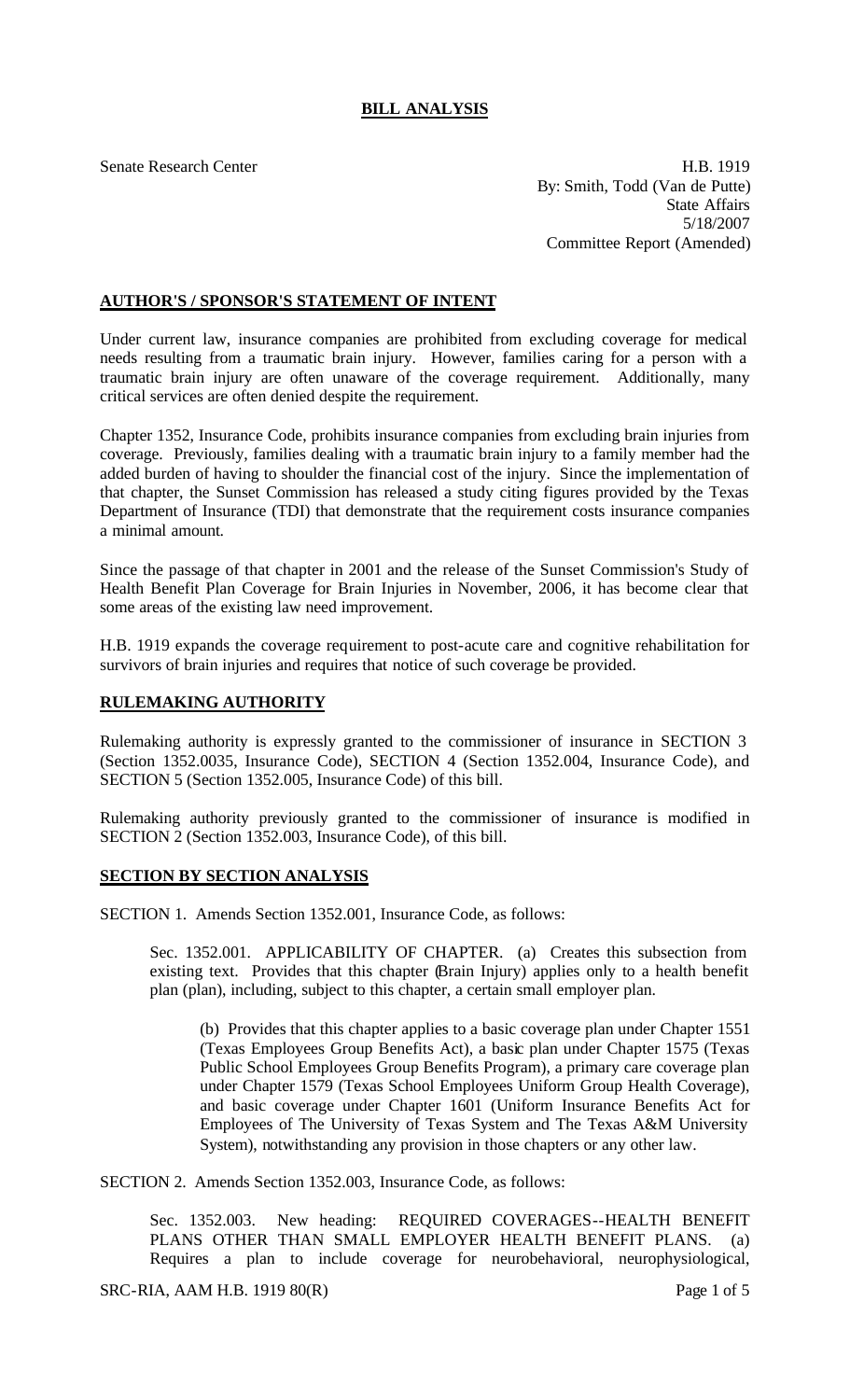# BILL ANALYSIS

Senate Research Center

H.B. 1919
By: Smith, Todd (Van de Putte)
State Affairs
5/18/2007
Committee Report (Amended)

## AUTHOR'S / SPONSOR'S STATEMENT OF INTENT

Under current law, insurance companies are prohibited from excluding coverage for medical needs resulting from a traumatic brain injury. However, families caring for a person with a traumatic brain injury are often unaware of the coverage requirement. Additionally, many critical services are often denied despite the requirement.

Chapter 1352, Insurance Code, prohibits insurance companies from excluding brain injuries from coverage. Previously, families dealing with a traumatic brain injury to a family member had the added burden of having to shoulder the financial cost of the injury. Since the implementation of that chapter, the Sunset Commission has released a study citing figures provided by the Texas Department of Insurance (TDI) that demonstrate that the requirement costs insurance companies a minimal amount.

Since the passage of that chapter in 2001 and the release of the Sunset Commission's Study of Health Benefit Plan Coverage for Brain Injuries in November, 2006, it has become clear that some areas of the existing law need improvement.

H.B. 1919 expands the coverage requirement to post-acute care and cognitive rehabilitation for survivors of brain injuries and requires that notice of such coverage be provided.

## RULEMAKING AUTHORITY

Rulemaking authority is expressly granted to the commissioner of insurance in SECTION 3 (Section 1352.0035, Insurance Code), SECTION 4 (Section 1352.004, Insurance Code), and SECTION 5 (Section 1352.005, Insurance Code) of this bill.

Rulemaking authority previously granted to the commissioner of insurance is modified in SECTION 2 (Section 1352.003, Insurance Code), of this bill.

## SECTION BY SECTION ANALYSIS

SECTION 1. Amends Section 1352.001, Insurance Code, as follows:

Sec. 1352.001. APPLICABILITY OF CHAPTER. (a) Creates this subsection from existing text. Provides that this chapter (Brain Injury) applies only to a health benefit plan (plan), including, subject to this chapter, a certain small employer plan.

(b) Provides that this chapter applies to a basic coverage plan under Chapter 1551 (Texas Employees Group Benefits Act), a basic plan under Chapter 1575 (Texas Public School Employees Group Benefits Program), a primary care coverage plan under Chapter 1579 (Texas School Employees Uniform Group Health Coverage), and basic coverage under Chapter 1601 (Uniform Insurance Benefits Act for Employees of The University of Texas System and The Texas A&M University System), notwithstanding any provision in those chapters or any other law.

SECTION 2. Amends Section 1352.003, Insurance Code, as follows:

Sec. 1352.003. New heading: REQUIRED COVERAGES--HEALTH BENEFIT PLANS OTHER THAN SMALL EMPLOYER HEALTH BENEFIT PLANS. (a) Requires a plan to include coverage for neurobehavioral, neurophysiological,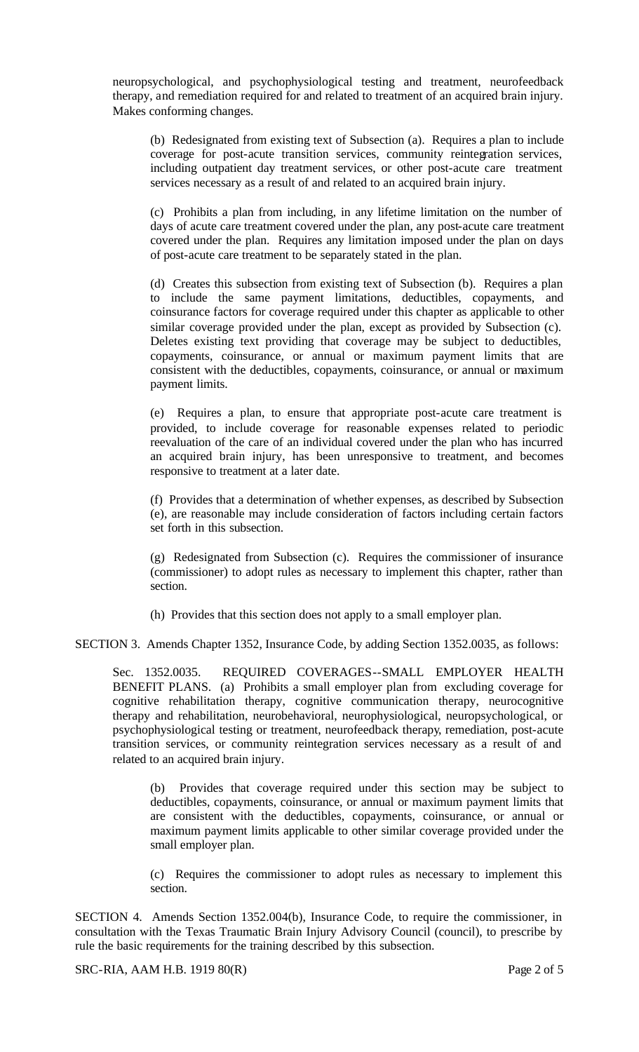neuropsychological, and psychophysiological testing and treatment, neurofeedback therapy, and remediation required for and related to treatment of an acquired brain injury. Makes conforming changes.

(b) Redesignated from existing text of Subsection (a). Requires a plan to include coverage for post-acute transition services, community reintegration services, including outpatient day treatment services, or other post-acute care treatment services necessary as a result of and related to an acquired brain injury.

(c) Prohibits a plan from including, in any lifetime limitation on the number of days of acute care treatment covered under the plan, any post-acute care treatment covered under the plan. Requires any limitation imposed under the plan on days of post-acute care treatment to be separately stated in the plan.

(d) Creates this subsection from existing text of Subsection (b). Requires a plan to include the same payment limitations, deductibles, copayments, and coinsurance factors for coverage required under this chapter as applicable to other similar coverage provided under the plan, except as provided by Subsection (c). Deletes existing text providing that coverage may be subject to deductibles, copayments, coinsurance, or annual or maximum payment limits that are consistent with the deductibles, copayments, coinsurance, or annual or maximum payment limits.

(e) Requires a plan, to ensure that appropriate post-acute care treatment is provided, to include coverage for reasonable expenses related to periodic reevaluation of the care of an individual covered under the plan who has incurred an acquired brain injury, has been unresponsive to treatment, and becomes responsive to treatment at a later date.

(f) Provides that a determination of whether expenses, as described by Subsection (e), are reasonable may include consideration of factors including certain factors set forth in this subsection.

(g) Redesignated from Subsection (c). Requires the commissioner of insurance (commissioner) to adopt rules as necessary to implement this chapter, rather than section.

(h) Provides that this section does not apply to a small employer plan.

SECTION 3. Amends Chapter 1352, Insurance Code, by adding Section 1352.0035, as follows:

Sec. 1352.0035. REQUIRED COVERAGES--SMALL EMPLOYER HEALTH BENEFIT PLANS. (a) Prohibits a small employer plan from excluding coverage for cognitive rehabilitation therapy, cognitive communication therapy, neurocognitive therapy and rehabilitation, neurobehavioral, neurophysiological, neuropsychological, or psychophysiological testing or treatment, neurofeedback therapy, remediation, post-acute transition services, or community reintegration services necessary as a result of and related to an acquired brain injury.

(b) Provides that coverage required under this section may be subject to deductibles, copayments, coinsurance, or annual or maximum payment limits that are consistent with the deductibles, copayments, coinsurance, or annual or maximum payment limits applicable to other similar coverage provided under the small employer plan.

(c) Requires the commissioner to adopt rules as necessary to implement this section.

SECTION 4. Amends Section 1352.004(b), Insurance Code, to require the commissioner, in consultation with the Texas Traumatic Brain Injury Advisory Council (council), to prescribe by rule the basic requirements for the training described by this subsection.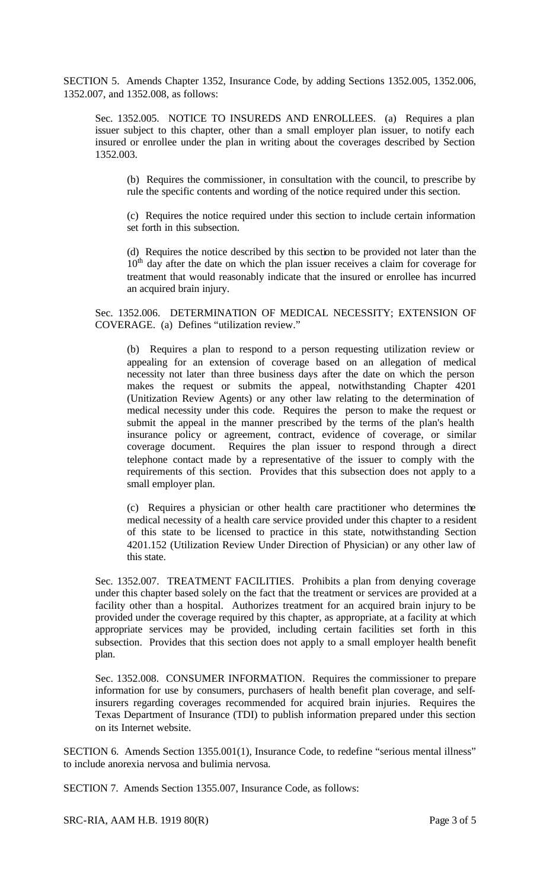SECTION 5. Amends Chapter 1352, Insurance Code, by adding Sections 1352.005, 1352.006, 1352.007, and 1352.008, as follows:

Sec. 1352.005. NOTICE TO INSUREDS AND ENROLLEES. (a) Requires a plan issuer subject to this chapter, other than a small employer plan issuer, to notify each insured or enrollee under the plan in writing about the coverages described by Section 1352.003.

(b) Requires the commissioner, in consultation with the council, to prescribe by rule the specific contents and wording of the notice required under this section.

(c) Requires the notice required under this section to include certain information set forth in this subsection.

(d) Requires the notice described by this section to be provided not later than the 10th day after the date on which the plan issuer receives a claim for coverage for treatment that would reasonably indicate that the insured or enrollee has incurred an acquired brain injury.

Sec. 1352.006. DETERMINATION OF MEDICAL NECESSITY; EXTENSION OF COVERAGE. (a) Defines "utilization review."

(b) Requires a plan to respond to a person requesting utilization review or appealing for an extension of coverage based on an allegation of medical necessity not later than three business days after the date on which the person makes the request or submits the appeal, notwithstanding Chapter 4201 (Unitization Review Agents) or any other law relating to the determination of medical necessity under this code. Requires the person to make the request or submit the appeal in the manner prescribed by the terms of the plan's health insurance policy or agreement, contract, evidence of coverage, or similar coverage document. Requires the plan issuer to respond through a direct telephone contact made by a representative of the issuer to comply with the requirements of this section. Provides that this subsection does not apply to a small employer plan.

(c) Requires a physician or other health care practitioner who determines the medical necessity of a health care service provided under this chapter to a resident of this state to be licensed to practice in this state, notwithstanding Section 4201.152 (Utilization Review Under Direction of Physician) or any other law of this state.

Sec. 1352.007. TREATMENT FACILITIES. Prohibits a plan from denying coverage under this chapter based solely on the fact that the treatment or services are provided at a facility other than a hospital. Authorizes treatment for an acquired brain injury to be provided under the coverage required by this chapter, as appropriate, at a facility at which appropriate services may be provided, including certain facilities set forth in this subsection. Provides that this section does not apply to a small employer health benefit plan.

Sec. 1352.008. CONSUMER INFORMATION. Requires the commissioner to prepare information for use by consumers, purchasers of health benefit plan coverage, and self-insurers regarding coverages recommended for acquired brain injuries. Requires the Texas Department of Insurance (TDI) to publish information prepared under this section on its Internet website.

SECTION 6. Amends Section 1355.001(1), Insurance Code, to redefine "serious mental illness" to include anorexia nervosa and bulimia nervosa.

SECTION 7. Amends Section 1355.007, Insurance Code, as follows: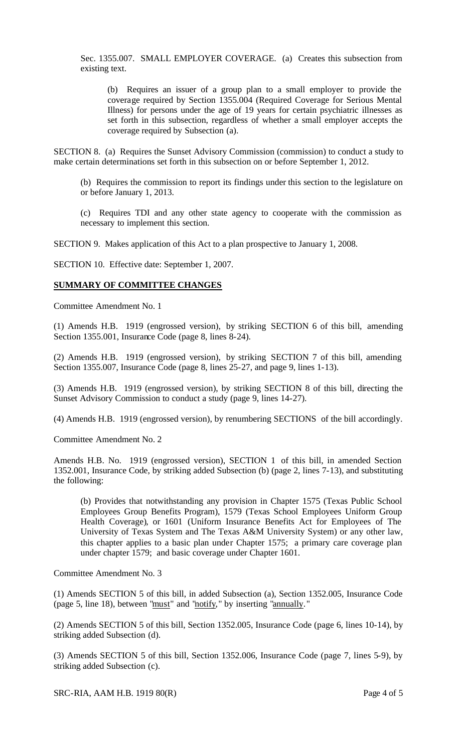Sec. 1355.007. SMALL EMPLOYER COVERAGE. (a) Creates this subsection from existing text.

> (b) Requires an issuer of a group plan to a small employer to provide the coverage required by Section 1355.004 (Required Coverage for Serious Mental Illness) for persons under the age of 19 years for certain psychiatric illnesses as set forth in this subsection, regardless of whether a small employer accepts the coverage required by Subsection (a).

SECTION 8. (a) Requires the Sunset Advisory Commission (commission) to conduct a study to make certain determinations set forth in this subsection on or before September 1, 2012.

> (b) Requires the commission to report its findings under this section to the legislature on or before January 1, 2013.
>
> (c) Requires TDI and any other state agency to cooperate with the commission as necessary to implement this section.

SECTION 9. Makes application of this Act to a plan prospective to January 1, 2008.

SECTION 10. Effective date: September 1, 2007.

## SUMMARY OF COMMITTEE CHANGES

Committee Amendment No. 1

(1) Amends H.B. 1919 (engrossed version), by striking SECTION 6 of this bill, amending Section 1355.001, Insurance Code (page 8, lines 8-24).

(2) Amends H.B. 1919 (engrossed version), by striking SECTION 7 of this bill, amending Section 1355.007, Insurance Code (page 8, lines 25-27, and page 9, lines 1-13).

(3) Amends H.B. 1919 (engrossed version), by striking SECTION 8 of this bill, directing the Sunset Advisory Commission to conduct a study (page 9, lines 14-27).

(4) Amends H.B. 1919 (engrossed version), by renumbering SECTIONS of the bill accordingly.

Committee Amendment No. 2

Amends H.B. No. 1919 (engrossed version), SECTION 1 of this bill, in amended Section 1352.001, Insurance Code, by striking added Subsection (b) (page 2, lines 7-13), and substituting the following:

> (b) Provides that notwithstanding any provision in Chapter 1575 (Texas Public School Employees Group Benefits Program), 1579 (Texas School Employees Uniform Group Health Coverage), or 1601 (Uniform Insurance Benefits Act for Employees of The University of Texas System and The Texas A&M University System) or any other law, this chapter applies to a basic plan under Chapter 1575; a primary care coverage plan under chapter 1579; and basic coverage under Chapter 1601.

Committee Amendment No. 3

(1) Amends SECTION 5 of this bill, in added Subsection (a), Section 1352.005, Insurance Code (page 5, line 18), between "must" and "notify," by inserting "annually."

(2) Amends SECTION 5 of this bill, Section 1352.005, Insurance Code (page 6, lines 10-14), by striking added Subsection (d).

(3) Amends SECTION 5 of this bill, Section 1352.006, Insurance Code (page 7, lines 5-9), by striking added Subsection (c).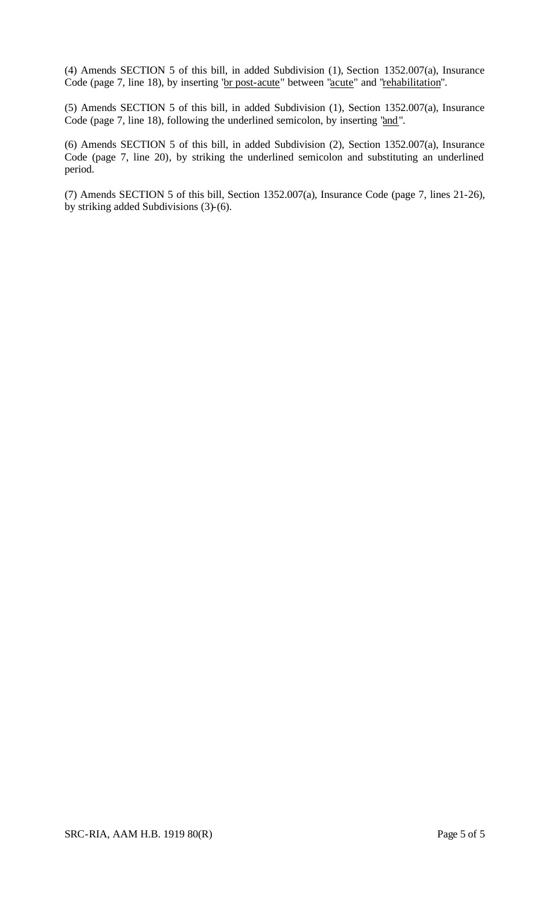(4) Amends SECTION 5 of this bill, in added Subdivision (1), Section 1352.007(a), Insurance Code (page 7, line 18), by inserting "or post-acute" between "acute" and "rehabilitation".

(5) Amends SECTION 5 of this bill, in added Subdivision (1), Section 1352.007(a), Insurance Code (page 7, line 18), following the underlined semicolon, by inserting "and".

(6) Amends SECTION 5 of this bill, in added Subdivision (2), Section 1352.007(a), Insurance Code (page 7, line 20), by striking the underlined semicolon and substituting an underlined period.

(7) Amends SECTION 5 of this bill, Section 1352.007(a), Insurance Code (page 7, lines 21-26), by striking added Subdivisions (3)-(6).